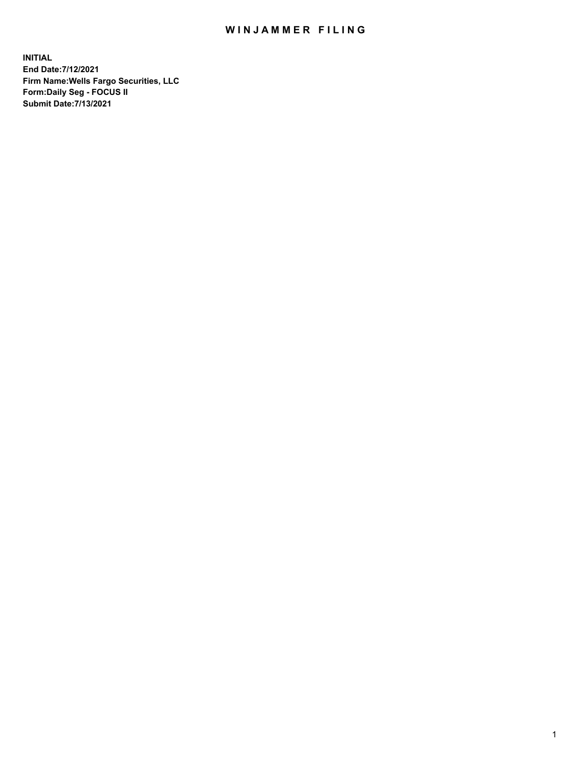# WINJAMMER FILING

**INITIAL**
**End Date:7/12/2021**
**Firm Name:Wells Fargo Securities, LLC**
**Form:Daily Seg - FOCUS II**
**Submit Date:7/13/2021**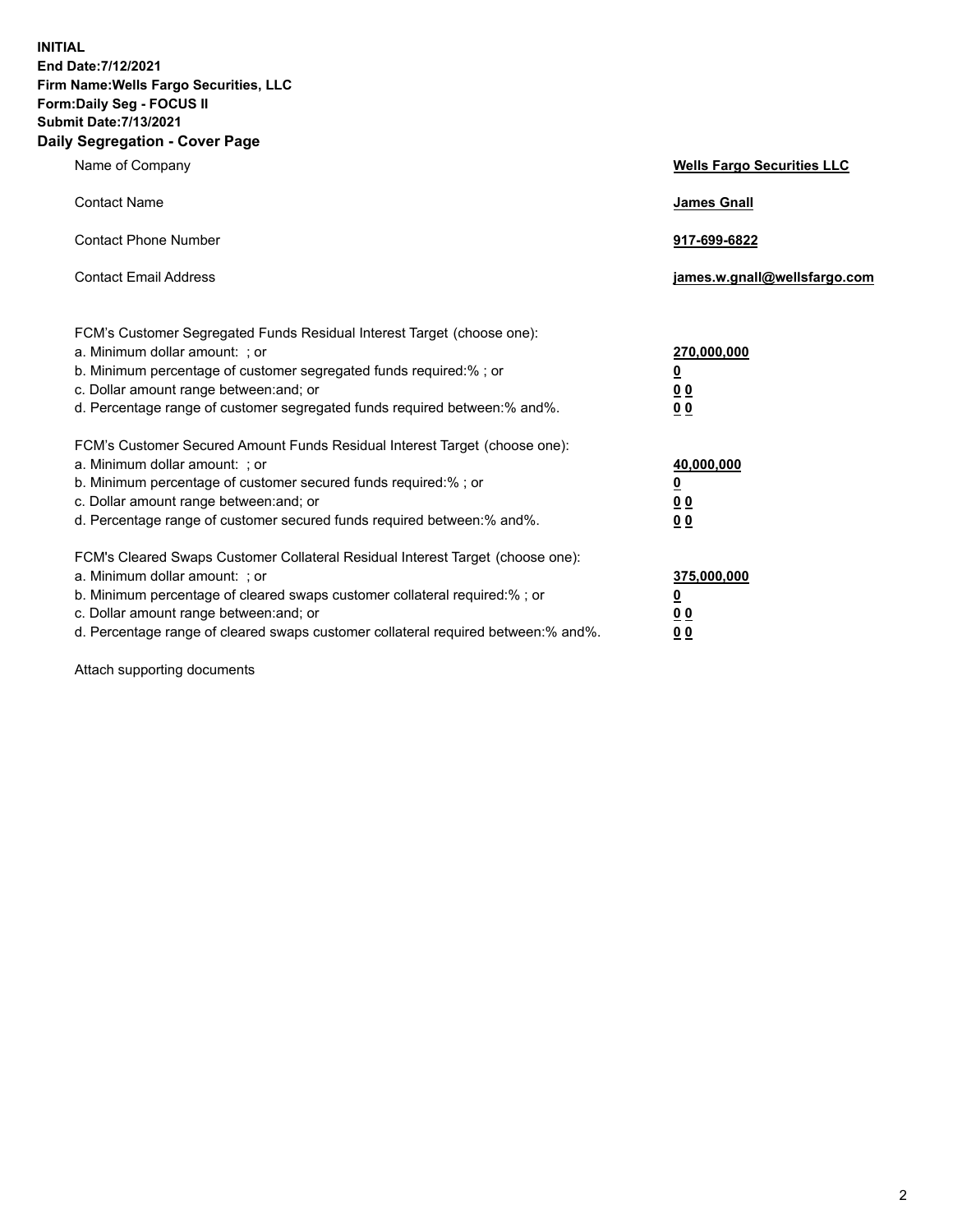**INITIAL**
**End Date:7/12/2021**
**Firm Name:Wells Fargo Securities, LLC**
**Form:Daily Seg - FOCUS II**
**Submit Date:7/13/2021**

## Daily Segregation - Cover Page

| | |
|---|---|
| Name of Company | **Wells Fargo Securities LLC** |
| Contact Name | **James Gnall** |
| Contact Phone Number | **917-699-6822** |
| Contact Email Address | **james.w.gnall@wellsfargo.com** |

FCM's Customer Segregated Funds Residual Interest Target (choose one):

| | |
|---|---|
| a. Minimum dollar amount: ; or | **270,000,000** |
| b. Minimum percentage of customer segregated funds required:% ; or | **0** |
| c. Dollar amount range between:and; or | **0 0** |
| d. Percentage range of customer segregated funds required between:% and%. | **0 0** |

FCM's Customer Secured Amount Funds Residual Interest Target (choose one):

| | |
|---|---|
| a. Minimum dollar amount: ; or | **40,000,000** |
| b. Minimum percentage of customer secured funds required:% ; or | **0** |
| c. Dollar amount range between:and; or | **0 0** |
| d. Percentage range of customer secured funds required between:% and%. | **0 0** |

FCM's Cleared Swaps Customer Collateral Residual Interest Target (choose one):

| | |
|---|---|
| a. Minimum dollar amount: ; or | **375,000,000** |
| b. Minimum percentage of cleared swaps customer collateral required:% ; or | **0** |
| c. Dollar amount range between:and; or | **0 0** |
| d. Percentage range of cleared swaps customer collateral required between:% and%. | **0 0** |

Attach supporting documents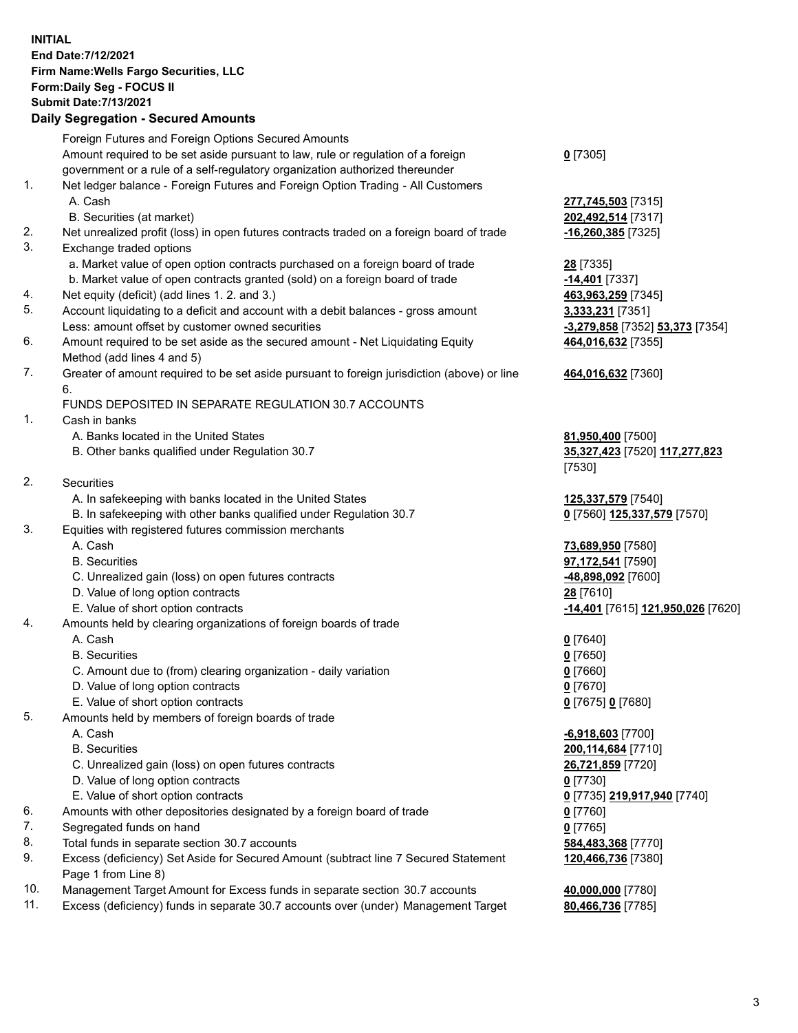**INITIAL**
**End Date:7/12/2021**
**Firm Name:Wells Fargo Securities, LLC**
**Form:Daily Seg - FOCUS II**
**Submit Date:7/13/2021**

**Daily Segregation - Secured Amounts**

| | | |
|---|---|---|
| | Foreign Futures and Foreign Options Secured Amounts | |
| | Amount required to be set aside pursuant to law, rule or regulation of a foreign government or a rule of a self-regulatory organization authorized thereunder | **0** [7305] |
| 1. | Net ledger balance - Foreign Futures and Foreign Option Trading - All Customers | |
| | A. Cash | **277,745,503** [7315] |
| | B. Securities (at market) | **202,492,514** [7317] |
| 2. | Net unrealized profit (loss) in open futures contracts traded on a foreign board of trade | **-16,260,385** [7325] |
| 3. | Exchange traded options | |
| | a. Market value of open option contracts purchased on a foreign board of trade | **28** [7335] |
| | b. Market value of open contracts granted (sold) on a foreign board of trade | **-14,401** [7337] |
| 4. | Net equity (deficit) (add lines 1. 2. and 3.) | **463,963,259** [7345] |
| 5. | Account liquidating to a deficit and account with a debit balances - gross amount | **3,333,231** [7351] |
| | Less: amount offset by customer owned securities | **-3,279,858** [7352] **53,373** [7354] |
| 6. | Amount required to be set aside as the secured amount - Net Liquidating Equity Method (add lines 4 and 5) | **464,016,632** [7355] |
| 7. | Greater of amount required to be set aside pursuant to foreign jurisdiction (above) or line 6. | **464,016,632** [7360] |
| | FUNDS DEPOSITED IN SEPARATE REGULATION 30.7 ACCOUNTS | |
| 1. | Cash in banks | |
| | A. Banks located in the United States | **81,950,400** [7500] |
| | B. Other banks qualified under Regulation 30.7 | **35,327,423** [7520] **117,277,823** [7530] |
| 2. | Securities | |
| | A. In safekeeping with banks located in the United States | **125,337,579** [7540] |
| | B. In safekeeping with other banks qualified under Regulation 30.7 | **0** [7560] **125,337,579** [7570] |
| 3. | Equities with registered futures commission merchants | |
| | A. Cash | **73,689,950** [7580] |
| | B. Securities | **97,172,541** [7590] |
| | C. Unrealized gain (loss) on open futures contracts | **-48,898,092** [7600] |
| | D. Value of long option contracts | **28** [7610] |
| | E. Value of short option contracts | **-14,401** [7615] **121,950,026** [7620] |
| 4. | Amounts held by clearing organizations of foreign boards of trade | |
| | A. Cash | **0** [7640] |
| | B. Securities | **0** [7650] |
| | C. Amount due to (from) clearing organization - daily variation | **0** [7660] |
| | D. Value of long option contracts | **0** [7670] |
| | E. Value of short option contracts | **0** [7675] **0** [7680] |
| 5. | Amounts held by members of foreign boards of trade | |
| | A. Cash | **-6,918,603** [7700] |
| | B. Securities | **200,114,684** [7710] |
| | C. Unrealized gain (loss) on open futures contracts | **26,721,859** [7720] |
| | D. Value of long option contracts | **0** [7730] |
| | E. Value of short option contracts | **0** [7735] **219,917,940** [7740] |
| 6. | Amounts with other depositories designated by a foreign board of trade | **0** [7760] |
| 7. | Segregated funds on hand | **0** [7765] |
| 8. | Total funds in separate section 30.7 accounts | **584,483,368** [7770] |
| 9. | Excess (deficiency) Set Aside for Secured Amount (subtract line 7 Secured Statement Page 1 from Line 8) | **120,466,736** [7380] |
| 10. | Management Target Amount for Excess funds in separate section 30.7 accounts | **40,000,000** [7780] |
| 11. | Excess (deficiency) funds in separate 30.7 accounts over (under) Management Target | **80,466,736** [7785] |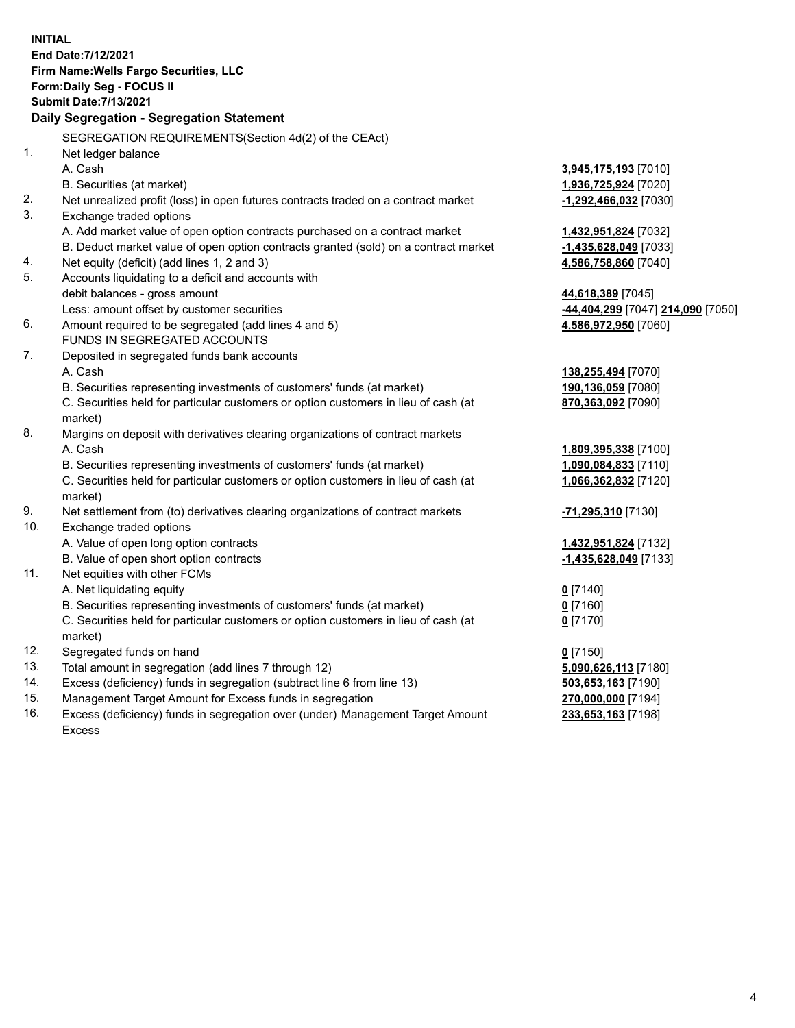**INITIAL**
**End Date:7/12/2021**
**Firm Name:Wells Fargo Securities, LLC**
**Form:Daily Seg - FOCUS II**
**Submit Date:7/13/2021**

### Daily Segregation - Segregation Statement

| | | |
|---|---|---|
| | SEGREGATION REQUIREMENTS(Section 4d(2) of the CEAct) | |
| 1. | Net ledger balance | |
| | A. Cash | **3,945,175,193** [7010] |
| | B. Securities (at market) | **1,936,725,924** [7020] |
| 2. | Net unrealized profit (loss) in open futures contracts traded on a contract market | **-1,292,466,032** [7030] |
| 3. | Exchange traded options | |
| | A. Add market value of open option contracts purchased on a contract market | **1,432,951,824** [7032] |
| | B. Deduct market value of open option contracts granted (sold) on a contract market | **-1,435,628,049** [7033] |
| 4. | Net equity (deficit) (add lines 1, 2 and 3) | **4,586,758,860** [7040] |
| 5. | Accounts liquidating to a deficit and accounts with debit balances - gross amount | **44,618,389** [7045] |
| | Less: amount offset by customer securities | **-44,404,299** [7047] **214,090** [7050] |
| 6. | Amount required to be segregated (add lines 4 and 5) | **4,586,972,950** [7060] |
| | FUNDS IN SEGREGATED ACCOUNTS | |
| 7. | Deposited in segregated funds bank accounts | |
| | A. Cash | **138,255,494** [7070] |
| | B. Securities representing investments of customers' funds (at market) | **190,136,059** [7080] |
| | C. Securities held for particular customers or option customers in lieu of cash (at market) | **870,363,092** [7090] |
| 8. | Margins on deposit with derivatives clearing organizations of contract markets | |
| | A. Cash | **1,809,395,338** [7100] |
| | B. Securities representing investments of customers' funds (at market) | **1,090,084,833** [7110] |
| | C. Securities held for particular customers or option customers in lieu of cash (at market) | **1,066,362,832** [7120] |
| 9. | Net settlement from (to) derivatives clearing organizations of contract markets | **-71,295,310** [7130] |
| 10. | Exchange traded options | |
| | A. Value of open long option contracts | **1,432,951,824** [7132] |
| | B. Value of open short option contracts | **-1,435,628,049** [7133] |
| 11. | Net equities with other FCMs | |
| | A. Net liquidating equity | **0** [7140] |
| | B. Securities representing investments of customers' funds (at market) | **0** [7160] |
| | C. Securities held for particular customers or option customers in lieu of cash (at market) | **0** [7170] |
| 12. | Segregated funds on hand | **0** [7150] |
| 13. | Total amount in segregation (add lines 7 through 12) | **5,090,626,113** [7180] |
| 14. | Excess (deficiency) funds in segregation (subtract line 6 from line 13) | **503,653,163** [7190] |
| 15. | Management Target Amount for Excess funds in segregation | **270,000,000** [7194] |
| 16. | Excess (deficiency) funds in segregation over (under) Management Target Amount Excess | **233,653,163** [7198] |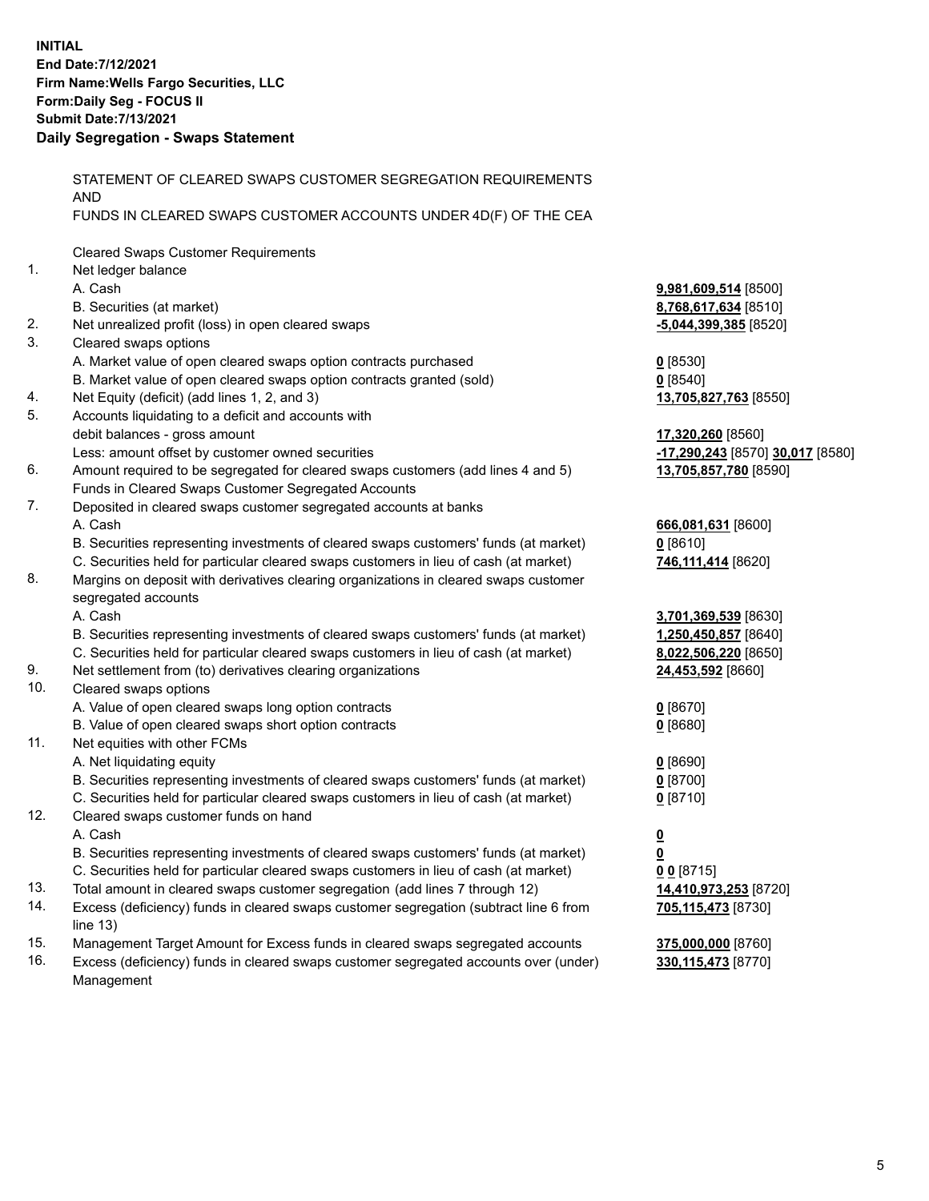**INITIAL**
**End Date:7/12/2021**
**Firm Name:Wells Fargo Securities, LLC**
**Form:Daily Seg - FOCUS II**
**Submit Date:7/13/2021**
**Daily Segregation - Swaps Statement**

STATEMENT OF CLEARED SWAPS CUSTOMER SEGREGATION REQUIREMENTS AND
FUNDS IN CLEARED SWAPS CUSTOMER ACCOUNTS UNDER 4D(F) OF THE CEA

| | | |
|---|---|---|
| | Cleared Swaps Customer Requirements | |
| 1. | Net ledger balance | |
| | A. Cash | **9,981,609,514** [8500] |
| | B. Securities (at market) | **8,768,617,634** [8510] |
| 2. | Net unrealized profit (loss) in open cleared swaps | **-5,044,399,385** [8520] |
| 3. | Cleared swaps options | |
| | A. Market value of open cleared swaps option contracts purchased | **0** [8530] |
| | B. Market value of open cleared swaps option contracts granted (sold) | **0** [8540] |
| 4. | Net Equity (deficit) (add lines 1, 2, and 3) | **13,705,827,763** [8550] |
| 5. | Accounts liquidating to a deficit and accounts with debit balances - gross amount | **17,320,260** [8560] |
| | Less: amount offset by customer owned securities | **-17,290,243** [8570] **30,017** [8580] |
| 6. | Amount required to be segregated for cleared swaps customers (add lines 4 and 5) | **13,705,857,780** [8590] |
| | Funds in Cleared Swaps Customer Segregated Accounts | |
| 7. | Deposited in cleared swaps customer segregated accounts at banks | |
| | A. Cash | **666,081,631** [8600] |
| | B. Securities representing investments of cleared swaps customers' funds (at market) | **0** [8610] |
| | C. Securities held for particular cleared swaps customers in lieu of cash (at market) | **746,111,414** [8620] |
| 8. | Margins on deposit with derivatives clearing organizations in cleared swaps customer segregated accounts | |
| | A. Cash | **3,701,369,539** [8630] |
| | B. Securities representing investments of cleared swaps customers' funds (at market) | **1,250,450,857** [8640] |
| | C. Securities held for particular cleared swaps customers in lieu of cash (at market) | **8,022,506,220** [8650] |
| 9. | Net settlement from (to) derivatives clearing organizations | **24,453,592** [8660] |
| 10. | Cleared swaps options | |
| | A. Value of open cleared swaps long option contracts | **0** [8670] |
| | B. Value of open cleared swaps short option contracts | **0** [8680] |
| 11. | Net equities with other FCMs | |
| | A. Net liquidating equity | **0** [8690] |
| | B. Securities representing investments of cleared swaps customers' funds (at market) | **0** [8700] |
| | C. Securities held for particular cleared swaps customers in lieu of cash (at market) | **0** [8710] |
| 12. | Cleared swaps customer funds on hand | |
| | A. Cash | **0** |
| | B. Securities representing investments of cleared swaps customers' funds (at market) | **0** |
| | C. Securities held for particular cleared swaps customers in lieu of cash (at market) | **0** **0** [8715] |
| 13. | Total amount in cleared swaps customer segregation (add lines 7 through 12) | **14,410,973,253** [8720] |
| 14. | Excess (deficiency) funds in cleared swaps customer segregation (subtract line 6 from line 13) | **705,115,473** [8730] |
| 15. | Management Target Amount for Excess funds in cleared swaps segregated accounts | **375,000,000** [8760] |
| 16. | Excess (deficiency) funds in cleared swaps customer segregated accounts over (under) Management | **330,115,473** [8770] |